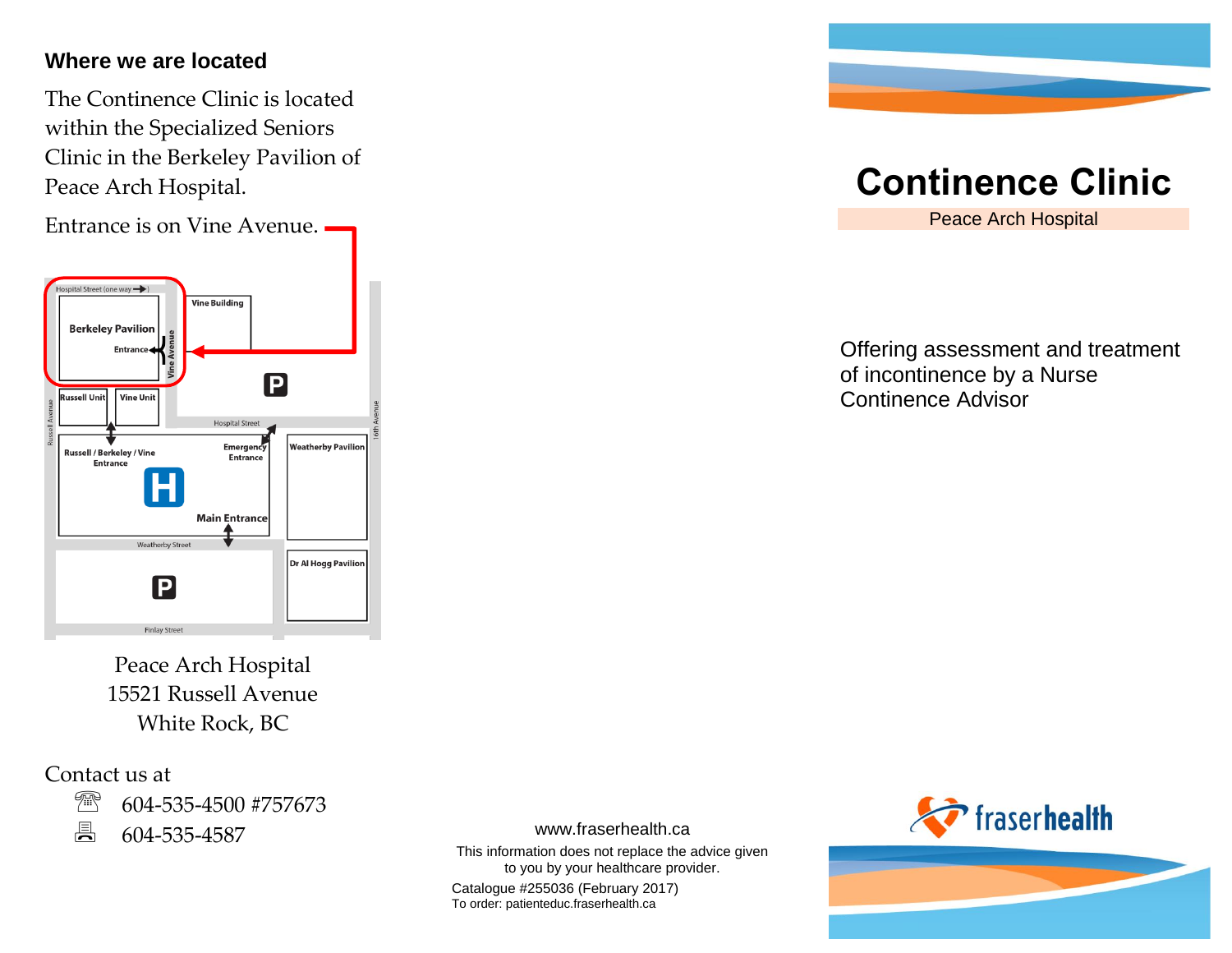## Where we are located

The Continence Clinic is located within the Specialized Seniors Clinic in the Berkeley Pavilion of Peace Arch Hospital.

Entrance is on Vine Avenue.

Hospital Street (one way →)

Berkeley Pavilion

Entrance

Vine Avenue

Vine Building

P

Russell Unit

Vine Unit

Russell Avenue

Hospital Street

16th Avenue

Russell / Berkeley / Vine Entrance

Emergency Entrance

H

Main Entrance

Weatherby Pavilion

Weatherby Street

P

Dr Al Hogg Pavilion

Finlay Street

Peace Arch Hospital
15521 Russell Avenue
White Rock, BC

Contact us at

☎ 604-535-4500 #757673

🖷 604-535-4587

www.fraserhealth.ca

This information does not replace the advice given to you by your healthcare provider.

Catalogue #255036 (February 2017)
To order: patienteduc.fraserhealth.ca

# Continence Clinic

Peace Arch Hospital

Offering assessment and treatment of incontinence by a Nurse Continence Advisor

fraserhealth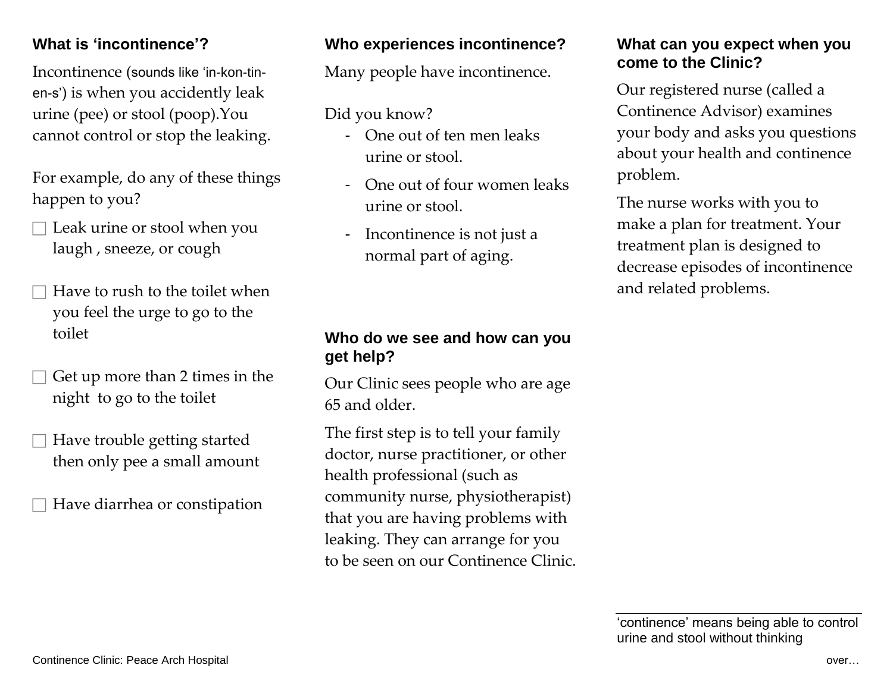## What is 'incontinence'?

Incontinence (sounds like 'in-kon-tin-en-s') is when you accidently leak urine (pee) or stool (poop).You cannot control or stop the leaking.

For example, do any of these things happen to you?

- ☐ Leak urine or stool when you laugh , sneeze, or cough
- ☐ Have to rush to the toilet when you feel the urge to go to the toilet
- ☐ Get up more than 2 times in the night to go to the toilet
- ☐ Have trouble getting started then only pee a small amount
- ☐ Have diarrhea or constipation

## Who experiences incontinence?

Many people have incontinence.

Did you know?

- One out of ten men leaks urine or stool.
- One out of four women leaks urine or stool.
- Incontinence is not just a normal part of aging.

## Who do we see and how can you get help?

Our Clinic sees people who are age 65 and older.

The first step is to tell your family doctor, nurse practitioner, or other health professional (such as community nurse, physiotherapist) that you are having problems with leaking. They can arrange for you to be seen on our Continence Clinic.

## What can you expect when you come to the Clinic?

Our registered nurse (called a Continence Advisor) examines your body and asks you questions about your health and continence problem.

The nurse works with you to make a plan for treatment. Your treatment plan is designed to decrease episodes of incontinence and related problems.

---

'continence' means being able to control urine and stool without thinking

Continence Clinic: Peace Arch Hospital

over…